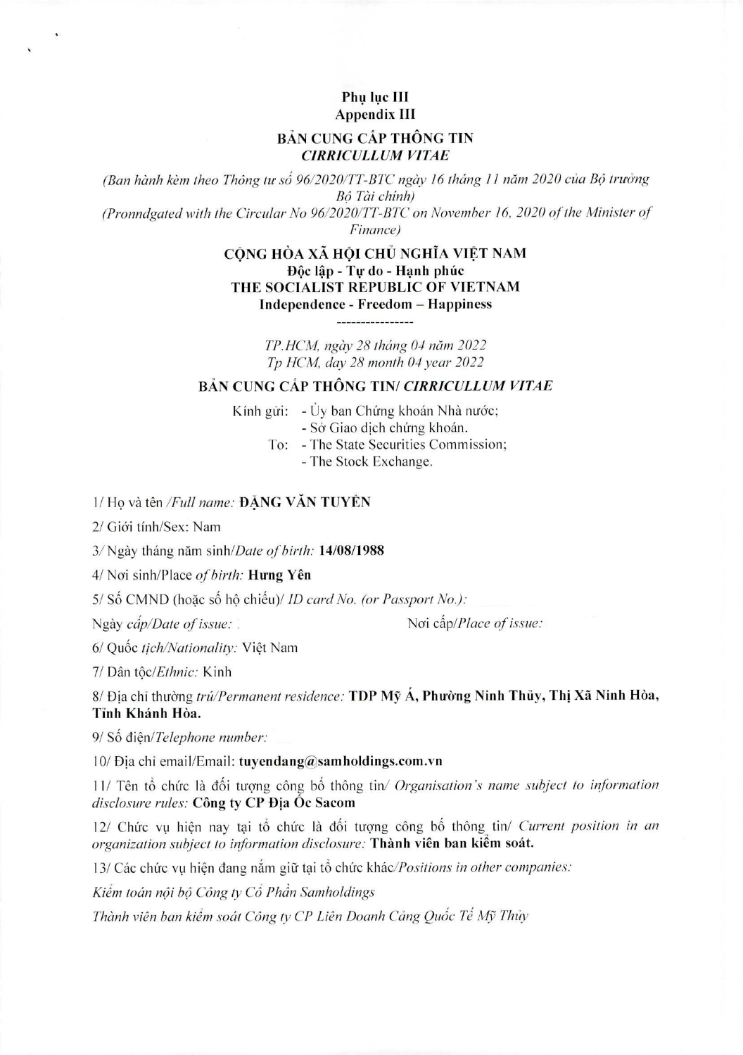**Phụ lục III**
**Appendix III**

**BẢN CUNG CẤP THÔNG TIN**
***CIRRICULLUM VITAE***

*(Ban hành kèm theo Thông tư số 96/2020/TT-BTC ngày 16 tháng 11 năm 2020 của Bộ trưởng Bộ Tài chính)*
*(Pronndgated with the Circular No 96/2020/TT-BTC on November 16, 2020 of the Minister of Finance)*

**CỘNG HÒA XÃ HỘI CHỦ NGHĨA VIỆT NAM**
**Độc lập - Tự do - Hạnh phúc**
**THE SOCIALIST REPUBLIC OF VIETNAM**
**Independence - Freedom – Happiness**

----------------

*TP.HCM, ngày 28 tháng 04 năm 2022*
*Tp HCM, day 28 month 04 year 2022*

**BẢN CUNG CẤP THÔNG TIN/ *CIRRICULLUM VITAE***

Kính gửi: - Ủy ban Chứng khoán Nhà nước;
- Sở Giao dịch chứng khoán.
To: - The State Securities Commission;
- The Stock Exchange.

1/ Họ và tên */Full name:* **ĐẶNG VĂN TUYẾN**

2/ Giới tính/Sex: Nam

3/ Ngày tháng năm sinh/*Date of birth:* **14/08/1988**

4/ Nơi sinh/Place *of birth:* **Hưng Yên**

5/ Số CMND (hoặc số hộ chiếu)/ *ID card No. (or Passport No.):*

Ngày *cấp/Date of issue:* Nơi cấp/*Place of issue:*

6/ Quốc *tịch/Nationality:* Việt Nam

7/ Dân tộc/*Ethnic:* Kinh

8/ Địa chỉ thường *trú/Permanent residence:* **TDP Mỹ Á, Phường Ninh Thủy, Thị Xã Ninh Hòa, Tỉnh Khánh Hòa.**

9/ Số điện/*Telephone number:*

10/ Địa chỉ email/Email: **tuyendang@samholdings.com.vn**

11/ Tên tổ chức là đối tượng công bố thông tin/ *Organisation's name subject to information disclosure rules:* **Công ty CP Địa Ốc Sacom**

12/ Chức vụ hiện nay tại tổ chức là đối tượng công bố thông tin/ *Current position in an organization subject to information disclosure:* **Thành viên ban kiểm soát.**

13/ Các chức vụ hiện đang nắm giữ tại tổ chức khác/*Positions in other companies:*

*Kiểm toán nội bộ Công ty Cổ Phần Samholdings*

*Thành viên ban kiểm soát Công ty CP Liên Doanh Cảng Quốc Tế Mỹ Thủy*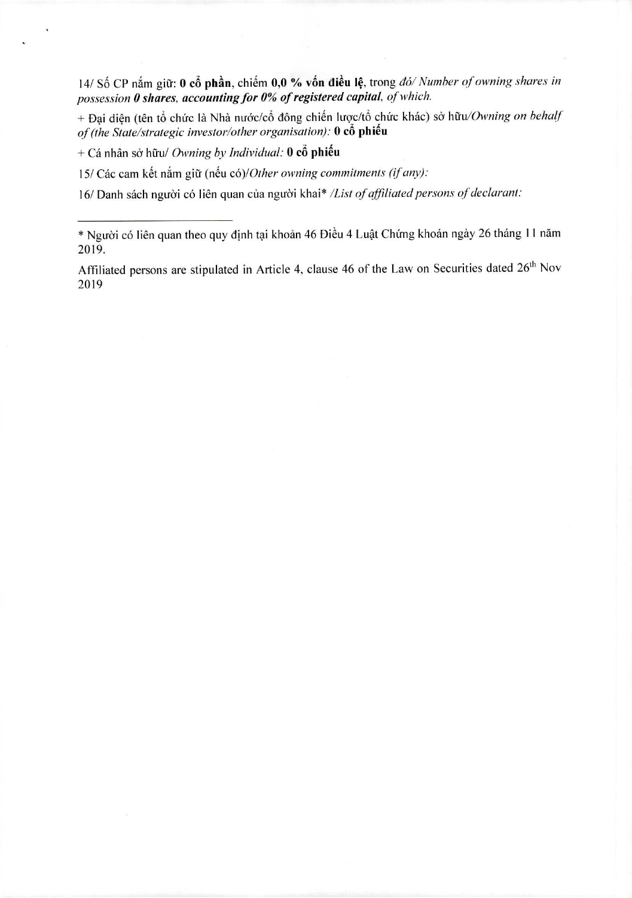14/ Số CP nắm giữ: **0 cổ phần**, chiếm **0,0 % vốn điều lệ**, trong *đó/ Number of owning shares in possession* ***0 shares, accounting for 0% of registered capital****, of which.*

+ Đại diện (tên tổ chức là Nhà nước/cổ đông chiến lược/tổ chức khác) sở hữu/*Owning on behalf of (the State/strategic investor/other organisation):* **0 cổ phiếu**

+ Cá nhân sở hữu/ *Owning by Individual:* **0 cổ phiếu**

15/ Các cam kết nắm giữ (nếu có)/*Other owning commitments (if any):*

16/ Danh sách người có liên quan của người khai* /*List of affiliated persons of declarant:*

---

* Người có liên quan theo quy định tại khoản 46 Điều 4 Luật Chứng khoán ngày 26 tháng 11 năm 2019.

Affiliated persons are stipulated in Article 4, clause 46 of the Law on Securities dated 26th Nov 2019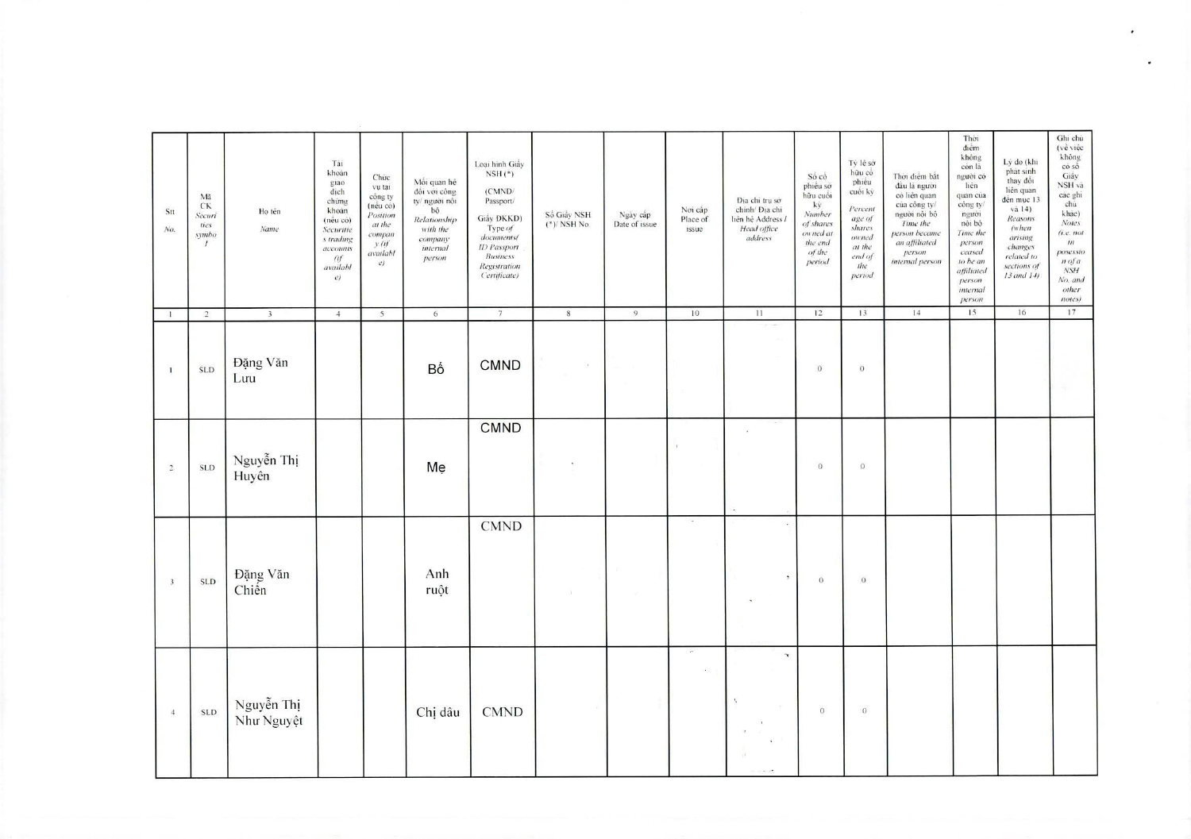| Stt No. | Mã CK Securities symbol | Họ tên Name | Tài khoản giao dịch chứng khoán (nếu có) Securities trading accounts (if available) | Chức vụ tại công ty (nếu có) Position at the company (if available) | Mối quan hệ đối với công ty/ người nội bộ Relationship with the company/ internal person | Loại hình Giấy NSH (*) (CMND/ Passport/ Giấy ĐKKD) Type of documents (ID Passport Business Registration Certificate) | Số Giấy NSH (*)/ NSH No. | Ngày cấp Date of issue | Nơi cấp Place of issue | Địa chỉ trụ sở chính/ Địa chỉ liên hệ Address / Head office address | Số cổ phiếu sở hữu cuối kỳ Number of shares owned at the end of the period | Tỷ lệ sở hữu cổ phiếu cuối kỳ Percentage of shares owned at the end of the period | Thời điểm bắt đầu là người có liên quan của công ty/ người nội bộ Time the person became an affiliated person internal person | Thời điểm không còn là người có liên quan của công ty/ người nội bộ Time the person ceased to be an affiliated person internal person | Lý do (khi phát sinh thay đổi liên quan đến mục 13 và 14) Reasons (when arising changes related to sections of 13 and 14) | Ghi chú (về việc không có số Giấy NSH và các ghi chú khác) Notes (i.e. not in possession of a NSH No. and other notes) |
|---|---|---|---|---|---|---|---|---|---|---|---|---|---|---|---|---|
| 1 | 2 | 3 | 4 | 5 | 6 | 7 | 8 | 9 | 10 | 11 | 12 | 13 | 14 | 15 | 16 | 17 |
| 1 | SLD | Đặng Văn Lưu | | | Bố | CMND | | | | | 0 | 0 | | | | |
| 2 | SLD | Nguyễn Thị Huyên | | | Mẹ | CMND | | | | | 0 | 0 | | | | |
| 3 | SLD | Đặng Văn Chiến | | | Anh ruột | CMND | | | | | 0 | 0 | | | | |
| 4 | SLD | Nguyễn Thị Như Nguyệt | | | Chị dâu | CMND | | | | | 0 | 0 | | | | |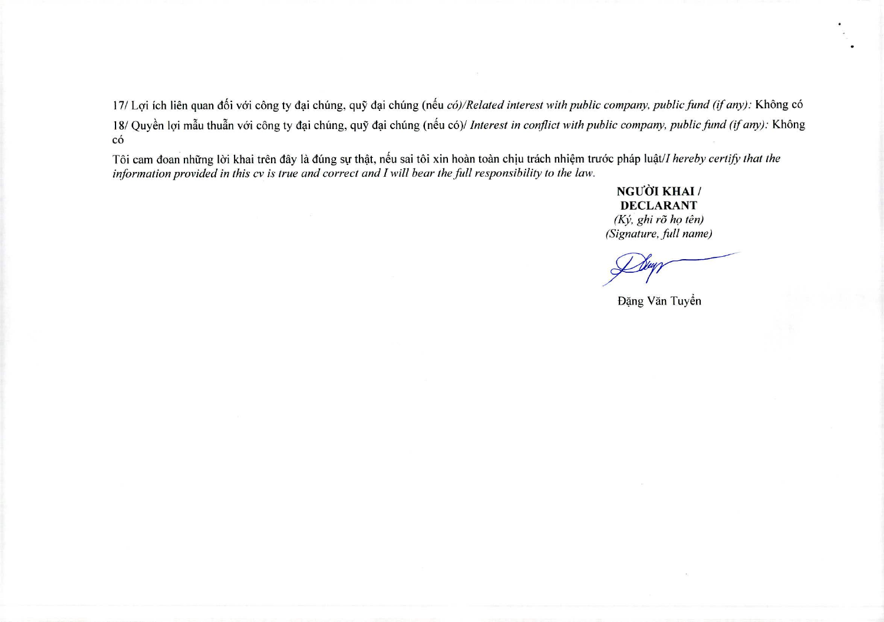17/ Lợi ích liên quan đối với công ty đại chúng, quỹ đại chúng (nếu *có)/Related interest with public company, public fund (if any):* Không có

18/ Quyền lợi mẫu thuẫn với công ty đại chúng, quỹ đại chúng (nếu có)/ *Interest in conflict with public company, public fund (if any):* Không có

Tôi cam đoan những lời khai trên đây là đúng sự thật, nếu sai tôi xin hoàn toàn chịu trách nhiệm trước pháp luật/*I hereby certify that the information provided in this cv is true and correct and I will bear the full responsibility to the law.*

**NGƯỜI KHAI / DECLARANT**

*(Ký, ghi rõ họ tên)*

*(Signature, full name)*

Đặng Văn Tuyển